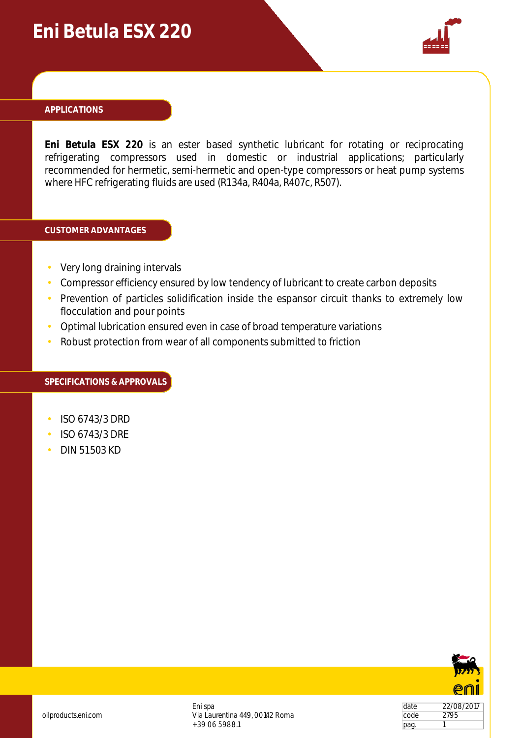# Eni Betula ESX 220

## APPLICATIONS

**Eni Betula ESX 220** is an ester based synthetic lubricant for rotating or reciprocating refrigerating compressors used in domestic or industrial applications; particularly recommended for hermetic, semi-hermetic and open-type compressors or heat pump systems where HFC refrigerating fluids are used (R134a, R404a, R407c, R507).

## CUSTOMER ADVANTAGES

- Very long draining intervals
- Compressor efficiency ensured by low tendency of lubricant to create carbon deposits
- Prevention of particles solidification inside the espansor circuit thanks to extremely low flocculation and pour points
- Optimal lubrication ensured even in case of broad temperature variations
- Robust protection from wear of all components submitted to friction

## SPECIFICATIONS & APPROVALS

- ISO 6743/3 DRD
- ISO 6743/3 DRE
- DIN 51503 KD

oilproducts.eni.com

Eni spa
Via Laurentina 449, 00142 Roma
+39 06 5988.1

| date | 22/08/2017 |
| --- | --- |
| code | 2795 |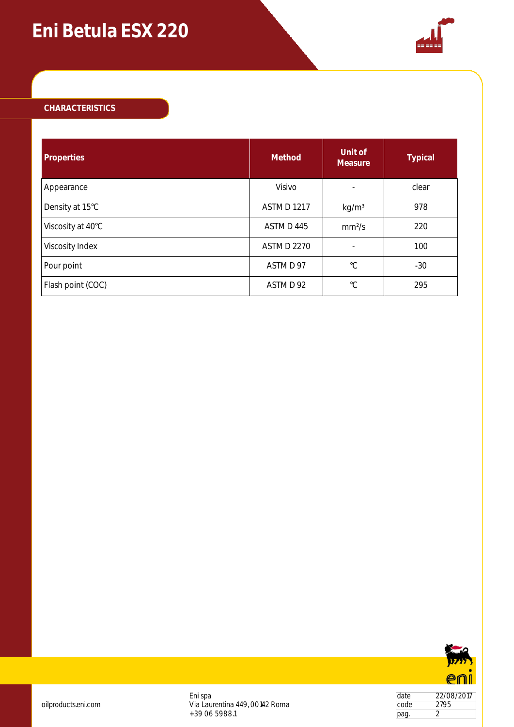# Eni Betula ESX 220

## CHARACTERISTICS

| Properties | Method | Unit of Measure | Typical |
|---|---|---|---|
| Appearance | Visivo | - | clear |
| Density at 15°C | ASTM D 1217 | kg/m³ | 978 |
| Viscosity at 40°C | ASTM D 445 | mm²/s | 220 |
| Viscosity Index | ASTM D 2270 | - | 100 |
| Pour point | ASTM D 97 | °C | -30 |
| Flash point (COC) | ASTM D 92 | °C | 295 |

oilproducts.eni.com

Eni spa
Via Laurentina 449, 00142 Roma
+39 06 5988.1

| | |
|---|---|
| date | 22/08/2017 |
| code | 2795 |
| pag. | 2 |